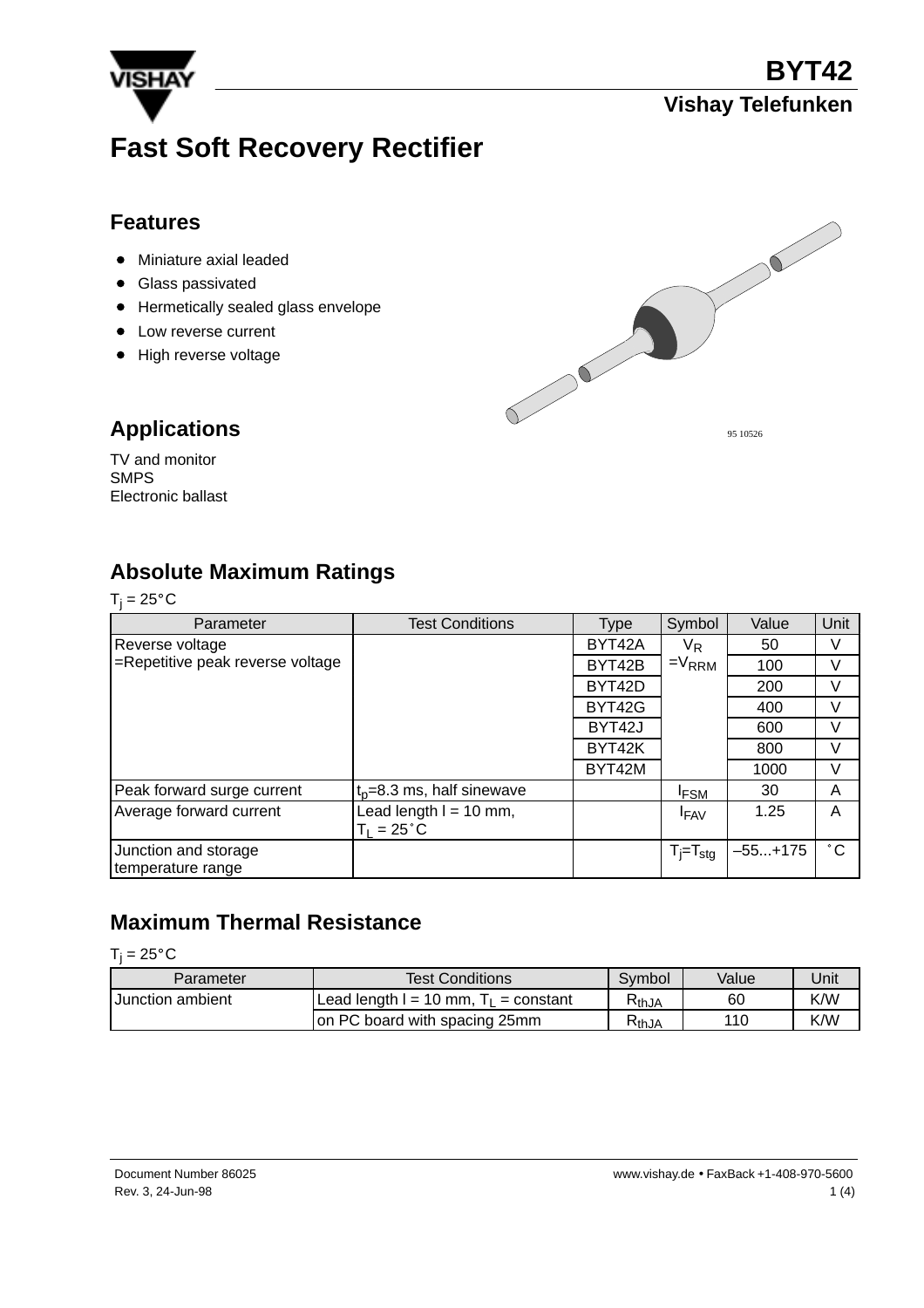# Fast Soft Recovery Rectifier

## Features

- Miniature axial leaded
- Glass passivated
- Hermetically sealed glass envelope
- Low reverse current
- High reverse voltage

95 10526

## Applications

TV and monitor
SMPS
Electronic ballast

## Absolute Maximum Ratings

$T_j = 25°C$

| Parameter | Test Conditions | Type | Symbol | Value | Unit |
|---|---|---|---|---|---|
| Reverse voltage =Repetitive peak reverse voltage | | BYT42A | $V_R$ $=V_{RRM}$ | 50 | V |
| | | BYT42B | | 100 | V |
| | | BYT42D | | 200 | V |
| | | BYT42G | | 400 | V |
| | | BYT42J | | 600 | V |
| | | BYT42K | | 800 | V |
| | | BYT42M | | 1000 | V |
| Peak forward surge current | $t_p$=8.3 ms, half sinewave | | $I_{FSM}$ | 30 | A |
| Average forward current | Lead length l = 10 mm, $T_L = 25°C$ | | $I_{FAV}$ | 1.25 | A |
| Junction and storage temperature range | | | $T_j=T_{stg}$ | –55...+175 | °C |

## Maximum Thermal Resistance

$T_j = 25°C$

| Parameter | Test Conditions | Symbol | Value | Unit |
|---|---|---|---|---|
| Junction ambient | Lead length l = 10 mm, $T_L$ = constant | $R_{thJA}$ | 60 | K/W |
| | on PC board with spacing 25mm | $R_{thJA}$ | 110 | K/W |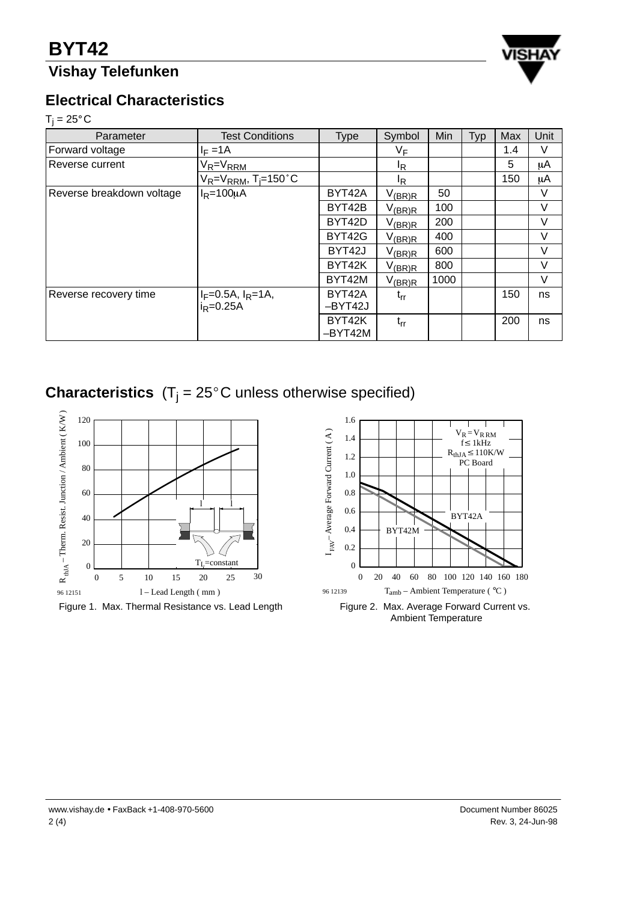## Electrical Characteristics

$T_j = 25°C$

| Parameter | Test Conditions | Type | Symbol | Min | Typ | Max | Unit |
|---|---|---|---|---|---|---|---|
| Forward voltage | $I_F$ =1A | | $V_F$ | | | 1.4 | V |
| Reverse current | $V_R$=$V_{RRM}$ | | $I_R$ | | | 5 | μA |
| | $V_R$=$V_{RRM}$, $T_j$=150˚C | | $I_R$ | | | 150 | μA |
| Reverse breakdown voltage | $I_R$=100μA | BYT42A | $V_{(BR)R}$ | 50 | | | V |
| | | BYT42B | $V_{(BR)R}$ | 100 | | | V |
| | | BYT42D | $V_{(BR)R}$ | 200 | | | V |
| | | BYT42G | $V_{(BR)R}$ | 400 | | | V |
| | | BYT42J | $V_{(BR)R}$ | 600 | | | V |
| | | BYT42K | $V_{(BR)R}$ | 800 | | | V |
| | | BYT42M | $V_{(BR)R}$ | 1000 | | | V |
| Reverse recovery time | $I_F$=0.5A, $I_R$=1A, $i_R$=0.25A | BYT42A –BYT42J | $t_{rr}$ | | | 150 | ns |
| | | BYT42K –BYT42M | $t_{rr}$ | | | 200 | ns |

## Characteristics ($T_j$ = 25°C unless otherwise specified)

Figure 1. Max. Thermal Resistance vs. Lead Length

Figure 2. Max. Average Forward Current vs. Ambient Temperature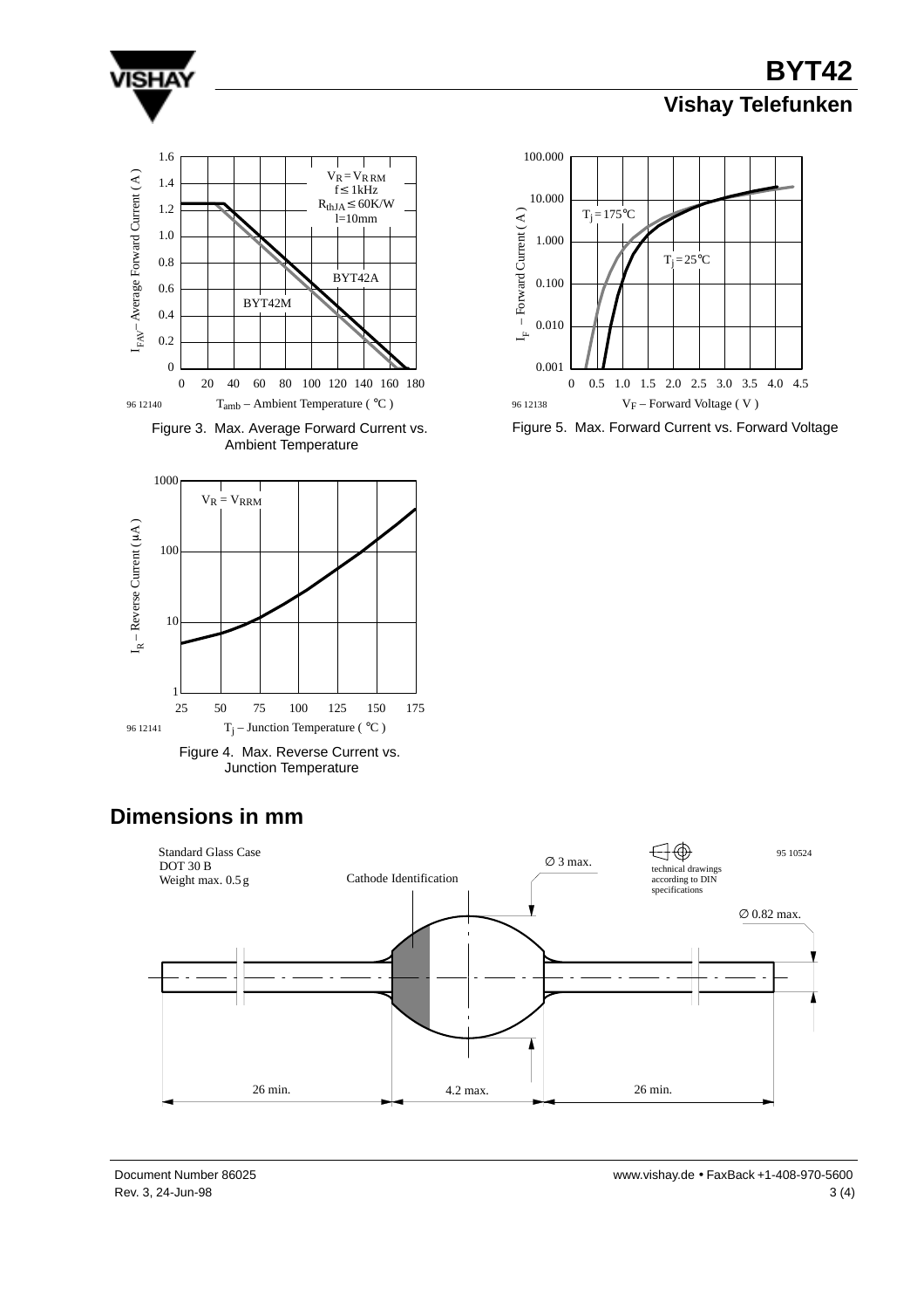Figure 3. Max. Average Forward Current vs. Ambient Temperature

Figure 5. Max. Forward Current vs. Forward Voltage

Figure 4. Max. Reverse Current vs. Junction Temperature

## Dimensions in mm

Standard Glass Case
DOT 30 B
Weight max. 0.5 g

Cathode Identification

∅ 3 max.

technical drawings according to DIN specifications

95 10524

∅ 0.82 max.

26 min. | 4.2 max. | 26 min.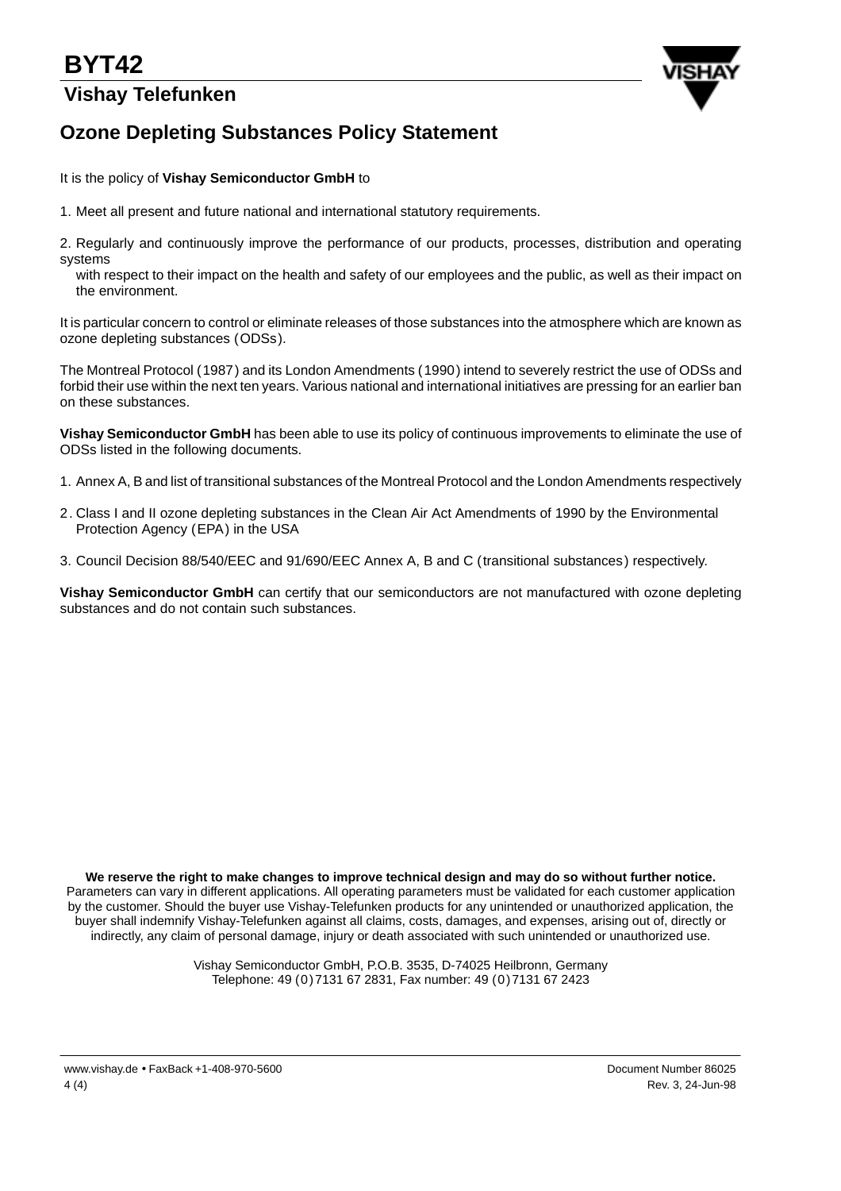## Ozone Depleting Substances Policy Statement

It is the policy of **Vishay Semiconductor GmbH** to

1. Meet all present and future national and international statutory requirements.

2. Regularly and continuously improve the performance of our products, processes, distribution and operating systems with respect to their impact on the health and safety of our employees and the public, as well as their impact on the environment.

It is particular concern to control or eliminate releases of those substances into the atmosphere which are known as ozone depleting substances (ODSs).

The Montreal Protocol (1987) and its London Amendments (1990) intend to severely restrict the use of ODSs and forbid their use within the next ten years. Various national and international initiatives are pressing for an earlier ban on these substances.

**Vishay Semiconductor GmbH** has been able to use its policy of continuous improvements to eliminate the use of ODSs listed in the following documents.

1. Annex A, B and list of transitional substances of the Montreal Protocol and the London Amendments respectively

2. Class I and II ozone depleting substances in the Clean Air Act Amendments of 1990 by the Environmental Protection Agency (EPA) in the USA

3. Council Decision 88/540/EEC and 91/690/EEC Annex A, B and C (transitional substances) respectively.

**Vishay Semiconductor GmbH** can certify that our semiconductors are not manufactured with ozone depleting substances and do not contain such substances.

**We reserve the right to make changes to improve technical design and may do so without further notice.**
Parameters can vary in different applications. All operating parameters must be validated for each customer application by the customer. Should the buyer use Vishay-Telefunken products for any unintended or unauthorized application, the buyer shall indemnify Vishay-Telefunken against all claims, costs, damages, and expenses, arising out of, directly or indirectly, any claim of personal damage, injury or death associated with such unintended or unauthorized use.

Vishay Semiconductor GmbH, P.O.B. 3535, D-74025 Heilbronn, Germany
Telephone: 49 (0)7131 67 2831, Fax number: 49 (0)7131 67 2423